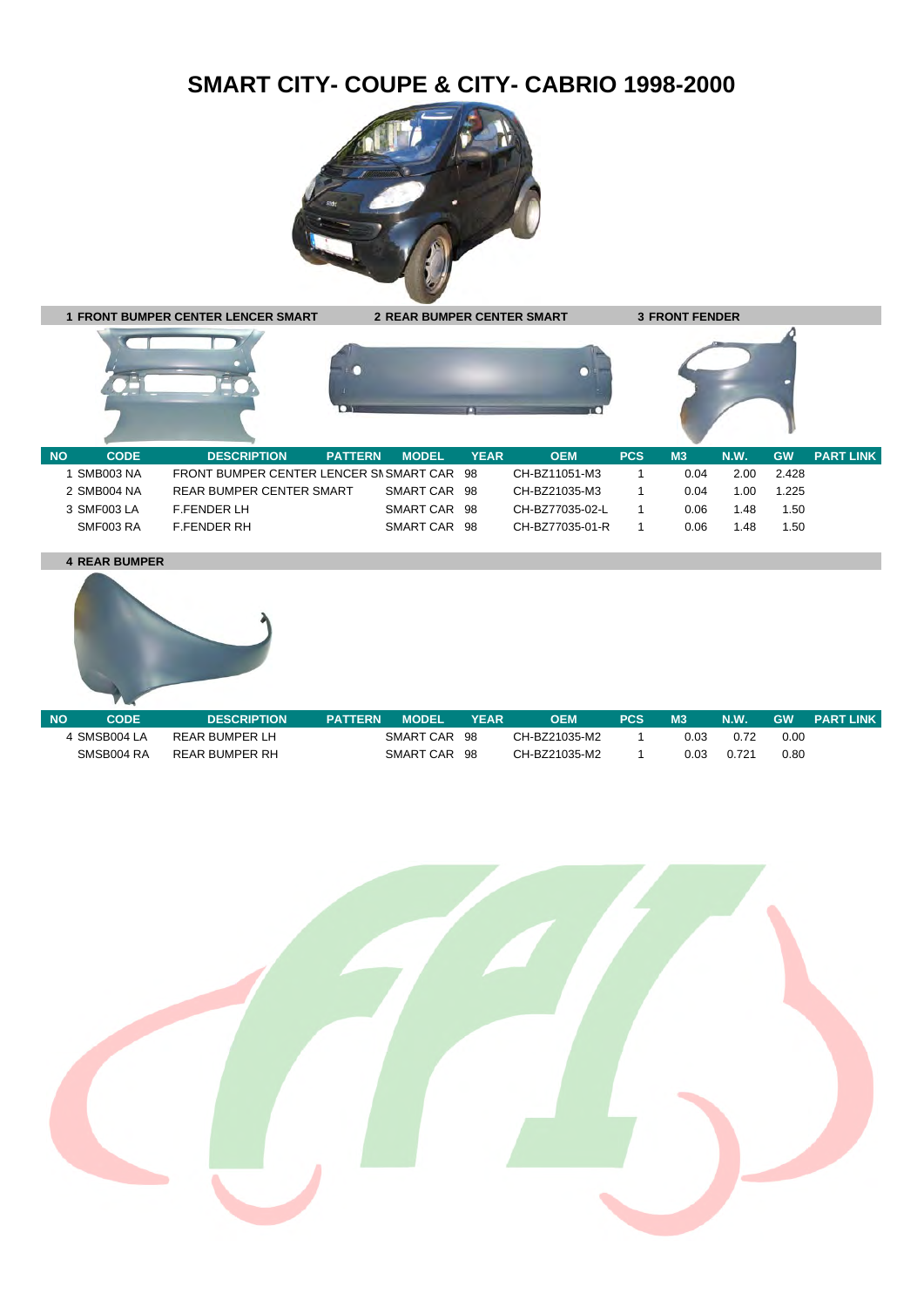# SMART CITY- COUPE & CITY- CABRIO 1998-2000

**1 FRONT BUMPER CENTER LENCER SMART** **2 REAR BUMPER CENTER SMART** **3 FRONT FENDER**

| NO | CODE | DESCRIPTION | PATTERN | MODEL | YEAR | OEM | PCS | M3 | N.W. | GW | PART LINK |
|---|---|---|---|---|---|---|---|---|---|---|---|
| 1 | SMB003 NA | FRONT BUMPER CENTER LENCER SI |  | SMART CAR | 98 | CH-BZ11051-M3 | 1 | 0.04 | 2.00 | 2.428 | |
| 2 | SMB004 NA | REAR BUMPER CENTER SMART |  | SMART CAR | 98 | CH-BZ21035-M3 | 1 | 0.04 | 1.00 | 1.225 | |
| 3 | SMF003 LA | F.FENDER LH |  | SMART CAR | 98 | CH-BZ77035-02-L | 1 | 0.06 | 1.48 | 1.50 | |
| | SMF003 RA | F.FENDER RH |  | SMART CAR | 98 | CH-BZ77035-01-R | 1 | 0.06 | 1.48 | 1.50 | |

**4 REAR BUMPER**

| NO | CODE | DESCRIPTION | PATTERN | MODEL | YEAR | OEM | PCS | M3 | N.W. | GW | PART LINK |
|---|---|---|---|---|---|---|---|---|---|---|---|
| 4 | SMSB004 LA | REAR BUMPER LH |  | SMART CAR | 98 | CH-BZ21035-M2 | 1 | 0.03 | 0.72 | 0.00 | |
| | SMSB004 RA | REAR BUMPER RH |  | SMART CAR | 98 | CH-BZ21035-M2 | 1 | 0.03 | 0.721 | 0.80 | |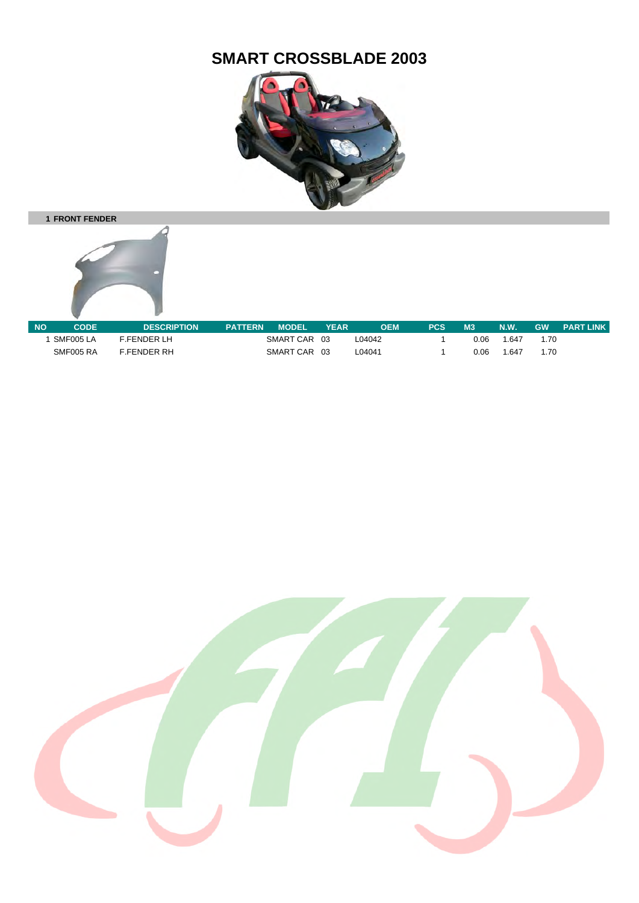# SMART CROSSBLADE 2003

**1 FRONT FENDER**

| NO | CODE | DESCRIPTION | PATTERN | MODEL | YEAR | OEM | PCS | M3 | N.W. | GW | PART LINK |
|---|---|---|---|---|---|---|---|---|---|---|---|
| 1 | SMF005 LA | F.FENDER LH | | SMART CAR | 03 | L04042 | 1 | 0.06 | 1.647 | 1.70 | |
| | SMF005 RA | F.FENDER RH | | SMART CAR | 03 | L04041 | 1 | 0.06 | 1.647 | 1.70 | |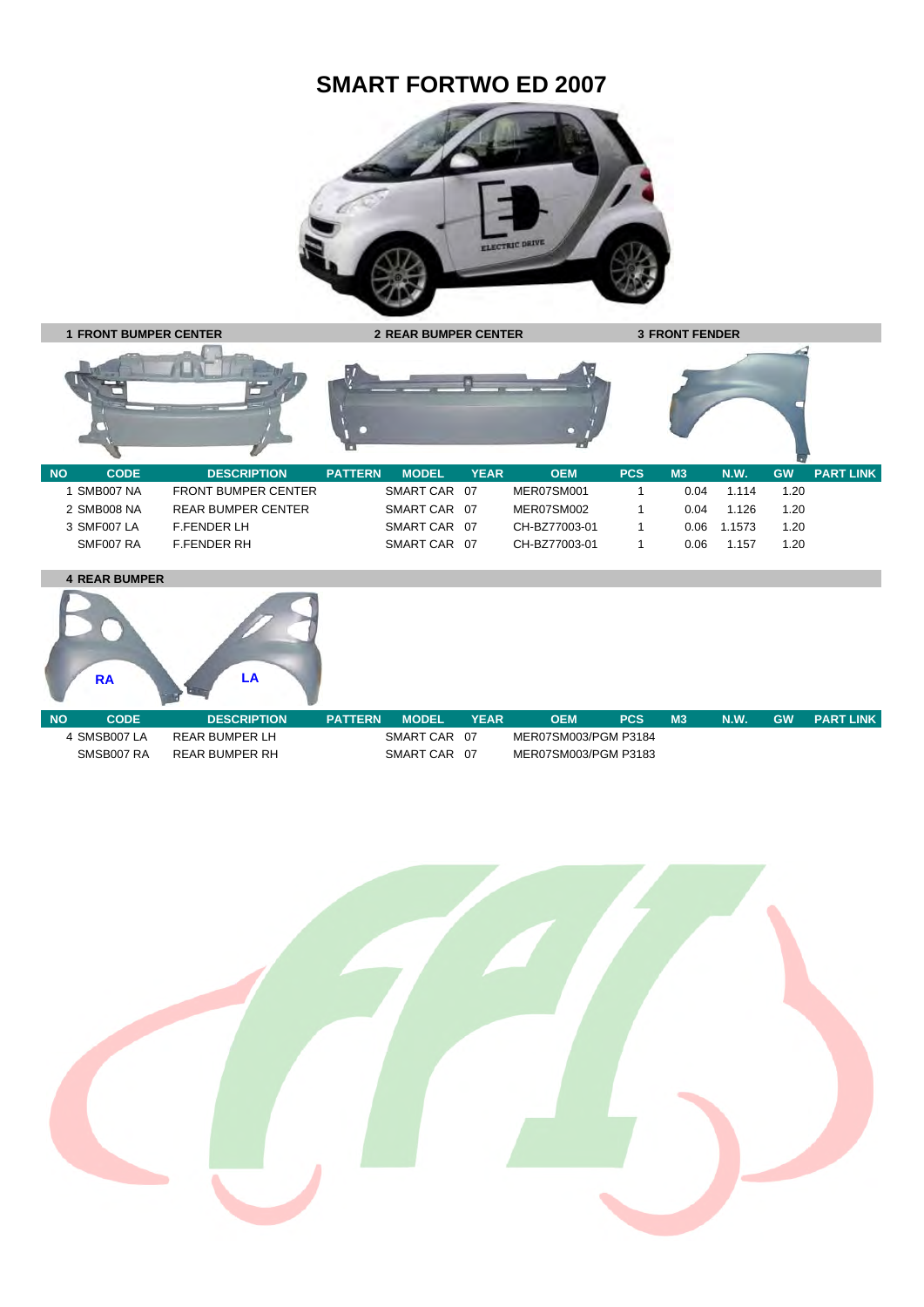# SMART FORTWO ED 2007

**1 FRONT BUMPER CENTER** **2 REAR BUMPER CENTER** **3 FRONT FENDER**

| NO | CODE | DESCRIPTION | PATTERN | MODEL | YEAR | OEM | PCS | M3 | N.W. | GW | PART LINK |
|---|---|---|---|---|---|---|---|---|---|---|---|
| 1 | SMB007 NA | FRONT BUMPER CENTER | | SMART CAR | 07 | MER07SM001 | 1 | 0.04 | 1.114 | 1.20 | |
| 2 | SMB008 NA | REAR BUMPER CENTER | | SMART CAR | 07 | MER07SM002 | 1 | 0.04 | 1.126 | 1.20 | |
| 3 | SMF007 LA | F.FENDER LH | | SMART CAR | 07 | CH-BZ77003-01 | 1 | 0.06 | 1.1573 | 1.20 | |
| | SMF007 RA | F.FENDER RH | | SMART CAR | 07 | CH-BZ77003-01 | 1 | 0.06 | 1.157 | 1.20 | |

**4 REAR BUMPER**

RA LA

| NO | CODE | DESCRIPTION | PATTERN | MODEL | YEAR | OEM | PCS | M3 | N.W. | GW | PART LINK |
|---|---|---|---|---|---|---|---|---|---|---|---|
| 4 | SMSB007 LA | REAR BUMPER LH | | SMART CAR | 07 | MER07SM003/PGM P3184 | | | | | |
| | SMSB007 RA | REAR BUMPER RH | | SMART CAR | 07 | MER07SM003/PGM P3183 | | | | | |